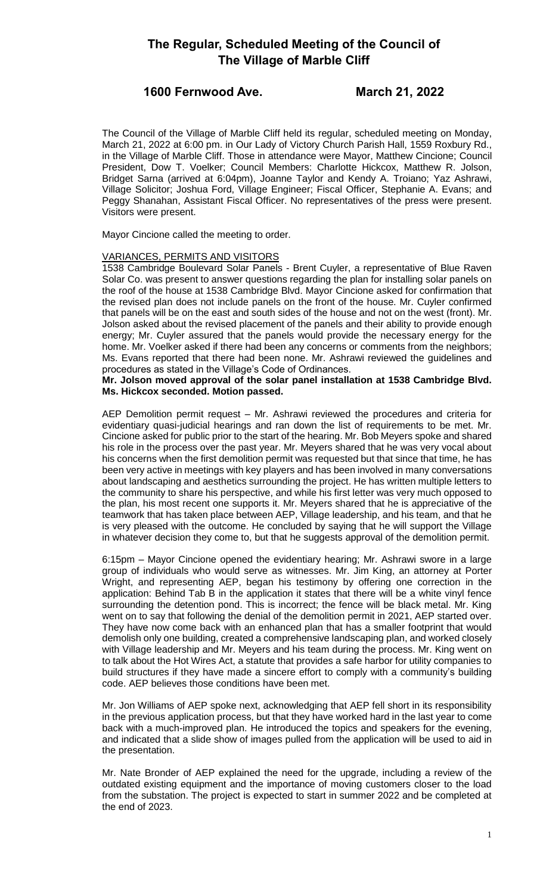# The Regular, Scheduled Meeting of the Council of The Village of Marble Cliff

## 1600 Fernwood Ave. March 21, 2022

The Council of the Village of Marble Cliff held its regular, scheduled meeting on Monday, March 21, 2022 at 6:00 pm. in Our Lady of Victory Church Parish Hall, 1559 Roxbury Rd., in the Village of Marble Cliff. Those in attendance were Mayor, Matthew Cincione; Council President, Dow T. Voelker; Council Members: Charlotte Hickcox, Matthew R. Jolson, Bridget Sarna (arrived at 6:04pm), Joanne Taylor and Kendy A. Troiano; Yaz Ashrawi, Village Solicitor; Joshua Ford, Village Engineer; Fiscal Officer, Stephanie A. Evans; and Peggy Shanahan, Assistant Fiscal Officer. No representatives of the press were present. Visitors were present.

Mayor Cincione called the meeting to order.

VARIANCES, PERMITS AND VISITORS

1538 Cambridge Boulevard Solar Panels - Brent Cuyler, a representative of Blue Raven Solar Co. was present to answer questions regarding the plan for installing solar panels on the roof of the house at 1538 Cambridge Blvd. Mayor Cincione asked for confirmation that the revised plan does not include panels on the front of the house. Mr. Cuyler confirmed that panels will be on the east and south sides of the house and not on the west (front). Mr. Jolson asked about the revised placement of the panels and their ability to provide enough energy; Mr. Cuyler assured that the panels would provide the necessary energy for the home. Mr. Voelker asked if there had been any concerns or comments from the neighbors; Ms. Evans reported that there had been none. Mr. Ashrawi reviewed the guidelines and procedures as stated in the Village's Code of Ordinances.

**Mr. Jolson moved approval of the solar panel installation at 1538 Cambridge Blvd. Ms. Hickcox seconded. Motion passed.**

AEP Demolition permit request – Mr. Ashrawi reviewed the procedures and criteria for evidentiary quasi-judicial hearings and ran down the list of requirements to be met. Mr. Cincione asked for public prior to the start of the hearing. Mr. Bob Meyers spoke and shared his role in the process over the past year. Mr. Meyers shared that he was very vocal about his concerns when the first demolition permit was requested but that since that time, he has been very active in meetings with key players and has been involved in many conversations about landscaping and aesthetics surrounding the project. He has written multiple letters to the community to share his perspective, and while his first letter was very much opposed to the plan, his most recent one supports it. Mr. Meyers shared that he is appreciative of the teamwork that has taken place between AEP, Village leadership, and his team, and that he is very pleased with the outcome. He concluded by saying that he will support the Village in whatever decision they come to, but that he suggests approval of the demolition permit.

6:15pm – Mayor Cincione opened the evidentiary hearing; Mr. Ashrawi swore in a large group of individuals who would serve as witnesses. Mr. Jim King, an attorney at Porter Wright, and representing AEP, began his testimony by offering one correction in the application: Behind Tab B in the application it states that there will be a white vinyl fence surrounding the detention pond. This is incorrect; the fence will be black metal. Mr. King went on to say that following the denial of the demolition permit in 2021, AEP started over. They have now come back with an enhanced plan that has a smaller footprint that would demolish only one building, created a comprehensive landscaping plan, and worked closely with Village leadership and Mr. Meyers and his team during the process. Mr. King went on to talk about the Hot Wires Act, a statute that provides a safe harbor for utility companies to build structures if they have made a sincere effort to comply with a community's building code. AEP believes those conditions have been met.

Mr. Jon Williams of AEP spoke next, acknowledging that AEP fell short in its responsibility in the previous application process, but that they have worked hard in the last year to come back with a much-improved plan. He introduced the topics and speakers for the evening, and indicated that a slide show of images pulled from the application will be used to aid in the presentation.

Mr. Nate Bronder of AEP explained the need for the upgrade, including a review of the outdated existing equipment and the importance of moving customers closer to the load from the substation. The project is expected to start in summer 2022 and be completed at the end of 2023.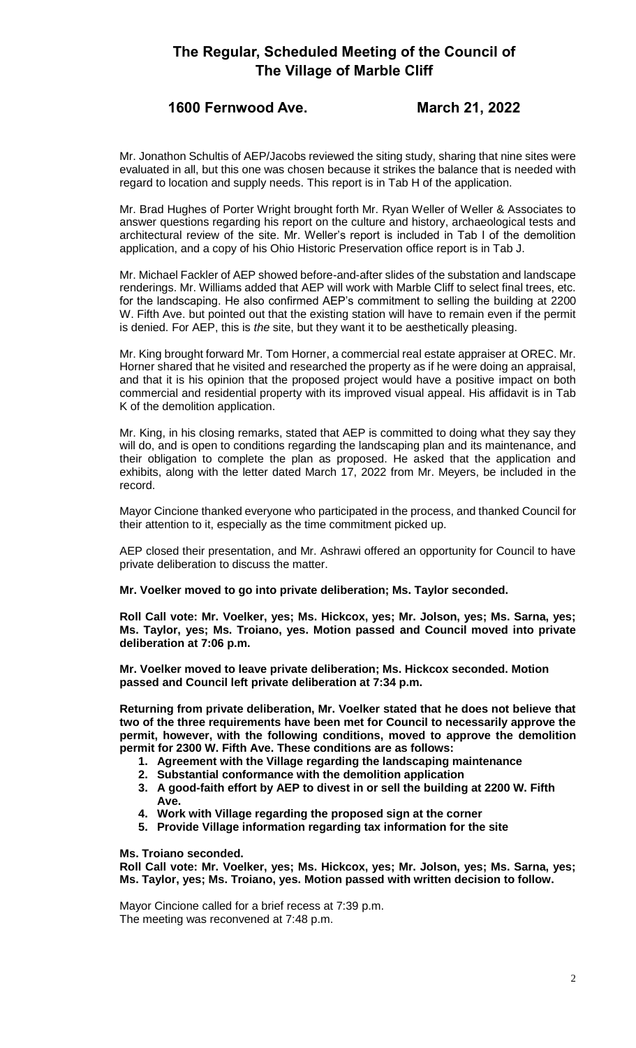Mr. Jonathon Schultis of AEP/Jacobs reviewed the siting study, sharing that nine sites were evaluated in all, but this one was chosen because it strikes the balance that is needed with regard to location and supply needs. This report is in Tab H of the application.

Mr. Brad Hughes of Porter Wright brought forth Mr. Ryan Weller of Weller & Associates to answer questions regarding his report on the culture and history, archaeological tests and architectural review of the site. Mr. Weller's report is included in Tab I of the demolition application, and a copy of his Ohio Historic Preservation office report is in Tab J.

Mr. Michael Fackler of AEP showed before-and-after slides of the substation and landscape renderings. Mr. Williams added that AEP will work with Marble Cliff to select final trees, etc. for the landscaping. He also confirmed AEP's commitment to selling the building at 2200 W. Fifth Ave. but pointed out that the existing station will have to remain even if the permit is denied. For AEP, this is *the* site, but they want it to be aesthetically pleasing.

Mr. King brought forward Mr. Tom Horner, a commercial real estate appraiser at OREC. Mr. Horner shared that he visited and researched the property as if he were doing an appraisal, and that it is his opinion that the proposed project would have a positive impact on both commercial and residential property with its improved visual appeal. His affidavit is in Tab K of the demolition application.

Mr. King, in his closing remarks, stated that AEP is committed to doing what they say they will do, and is open to conditions regarding the landscaping plan and its maintenance, and their obligation to complete the plan as proposed. He asked that the application and exhibits, along with the letter dated March 17, 2022 from Mr. Meyers, be included in the record.

Mayor Cincione thanked everyone who participated in the process, and thanked Council for their attention to it, especially as the time commitment picked up.

AEP closed their presentation, and Mr. Ashrawi offered an opportunity for Council to have private deliberation to discuss the matter.

**Mr. Voelker moved to go into private deliberation; Ms. Taylor seconded.**

**Roll Call vote: Mr. Voelker, yes; Ms. Hickcox, yes; Mr. Jolson, yes; Ms. Sarna, yes; Ms. Taylor, yes; Ms. Troiano, yes. Motion passed and Council moved into private deliberation at 7:06 p.m.**

**Mr. Voelker moved to leave private deliberation; Ms. Hickcox seconded. Motion passed and Council left private deliberation at 7:34 p.m.**

**Returning from private deliberation, Mr. Voelker stated that he does not believe that two of the three requirements have been met for Council to necessarily approve the permit, however, with the following conditions, moved to approve the demolition permit for 2300 W. Fifth Ave. These conditions are as follows:**

1. **Agreement with the Village regarding the landscaping maintenance**
2. **Substantial conformance with the demolition application**
3. **A good-faith effort by AEP to divest in or sell the building at 2200 W. Fifth Ave.**
4. **Work with Village regarding the proposed sign at the corner**
5. **Provide Village information regarding tax information for the site**

**Ms. Troiano seconded.**

**Roll Call vote: Mr. Voelker, yes; Ms. Hickcox, yes; Mr. Jolson, yes; Ms. Sarna, yes; Ms. Taylor, yes; Ms. Troiano, yes. Motion passed with written decision to follow.**

Mayor Cincione called for a brief recess at 7:39 p.m.
The meeting was reconvened at 7:48 p.m.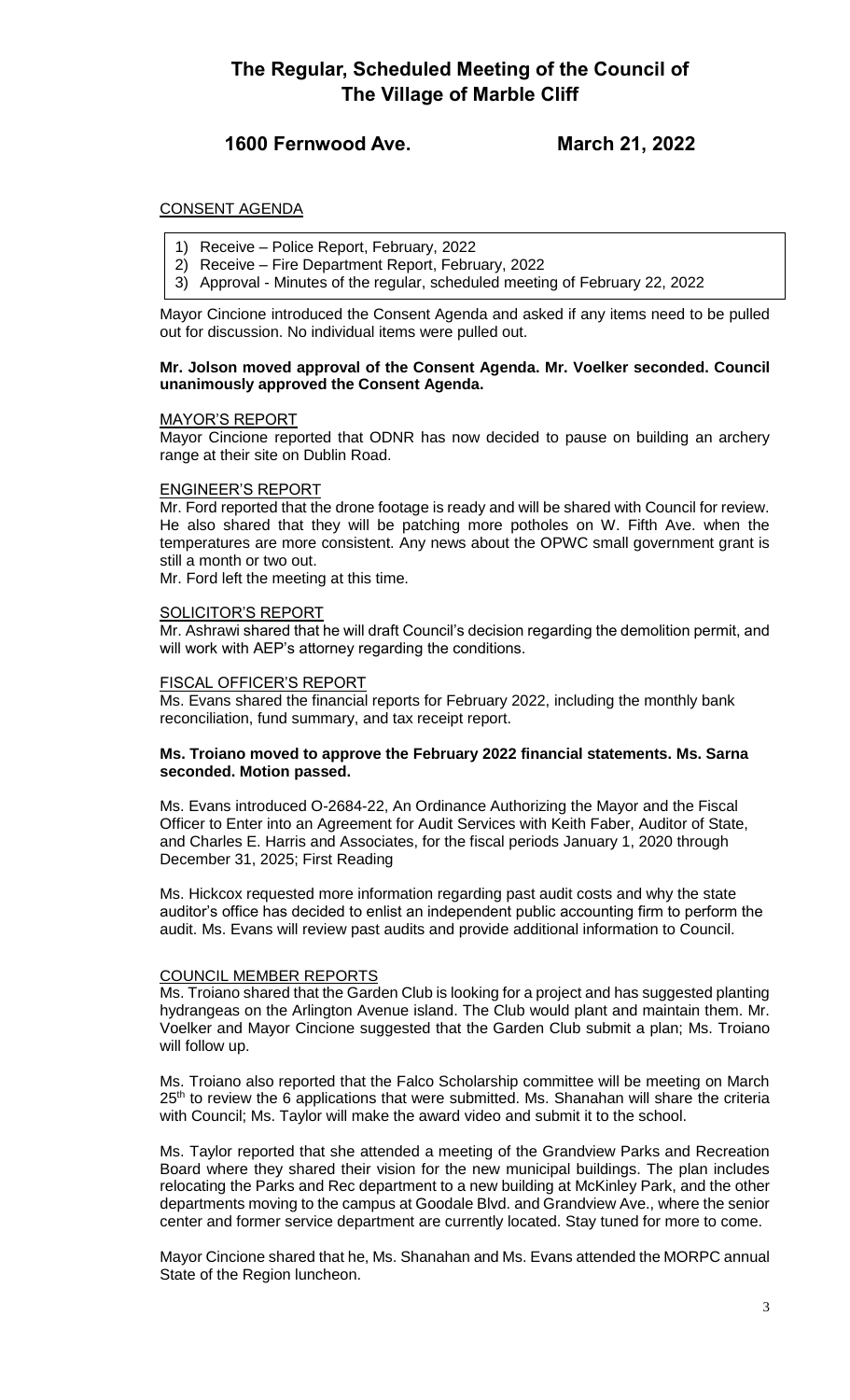# The Regular, Scheduled Meeting of the Council of The Village of Marble Cliff

## 1600 Fernwood Ave. March 21, 2022

CONSENT AGENDA

1) Receive – Police Report, February, 2022
2) Receive – Fire Department Report, February, 2022
3) Approval - Minutes of the regular, scheduled meeting of February 22, 2022

Mayor Cincione introduced the Consent Agenda and asked if any items need to be pulled out for discussion. No individual items were pulled out.

**Mr. Jolson moved approval of the Consent Agenda. Mr. Voelker seconded. Council unanimously approved the Consent Agenda.**

MAYOR'S REPORT

Mayor Cincione reported that ODNR has now decided to pause on building an archery range at their site on Dublin Road.

ENGINEER'S REPORT

Mr. Ford reported that the drone footage is ready and will be shared with Council for review. He also shared that they will be patching more potholes on W. Fifth Ave. when the temperatures are more consistent. Any news about the OPWC small government grant is still a month or two out.

Mr. Ford left the meeting at this time.

SOLICITOR'S REPORT

Mr. Ashrawi shared that he will draft Council's decision regarding the demolition permit, and will work with AEP's attorney regarding the conditions.

FISCAL OFFICER'S REPORT

Ms. Evans shared the financial reports for February 2022, including the monthly bank reconciliation, fund summary, and tax receipt report.

**Ms. Troiano moved to approve the February 2022 financial statements. Ms. Sarna seconded. Motion passed.**

Ms. Evans introduced O-2684-22, An Ordinance Authorizing the Mayor and the Fiscal Officer to Enter into an Agreement for Audit Services with Keith Faber, Auditor of State, and Charles E. Harris and Associates, for the fiscal periods January 1, 2020 through December 31, 2025; First Reading

Ms. Hickcox requested more information regarding past audit costs and why the state auditor's office has decided to enlist an independent public accounting firm to perform the audit. Ms. Evans will review past audits and provide additional information to Council.

COUNCIL MEMBER REPORTS

Ms. Troiano shared that the Garden Club is looking for a project and has suggested planting hydrangeas on the Arlington Avenue island. The Club would plant and maintain them. Mr. Voelker and Mayor Cincione suggested that the Garden Club submit a plan; Ms. Troiano will follow up.

Ms. Troiano also reported that the Falco Scholarship committee will be meeting on March 25th to review the 6 applications that were submitted. Ms. Shanahan will share the criteria with Council; Ms. Taylor will make the award video and submit it to the school.

Ms. Taylor reported that she attended a meeting of the Grandview Parks and Recreation Board where they shared their vision for the new municipal buildings. The plan includes relocating the Parks and Rec department to a new building at McKinley Park, and the other departments moving to the campus at Goodale Blvd. and Grandview Ave., where the senior center and former service department are currently located. Stay tuned for more to come.

Mayor Cincione shared that he, Ms. Shanahan and Ms. Evans attended the MORPC annual State of the Region luncheon.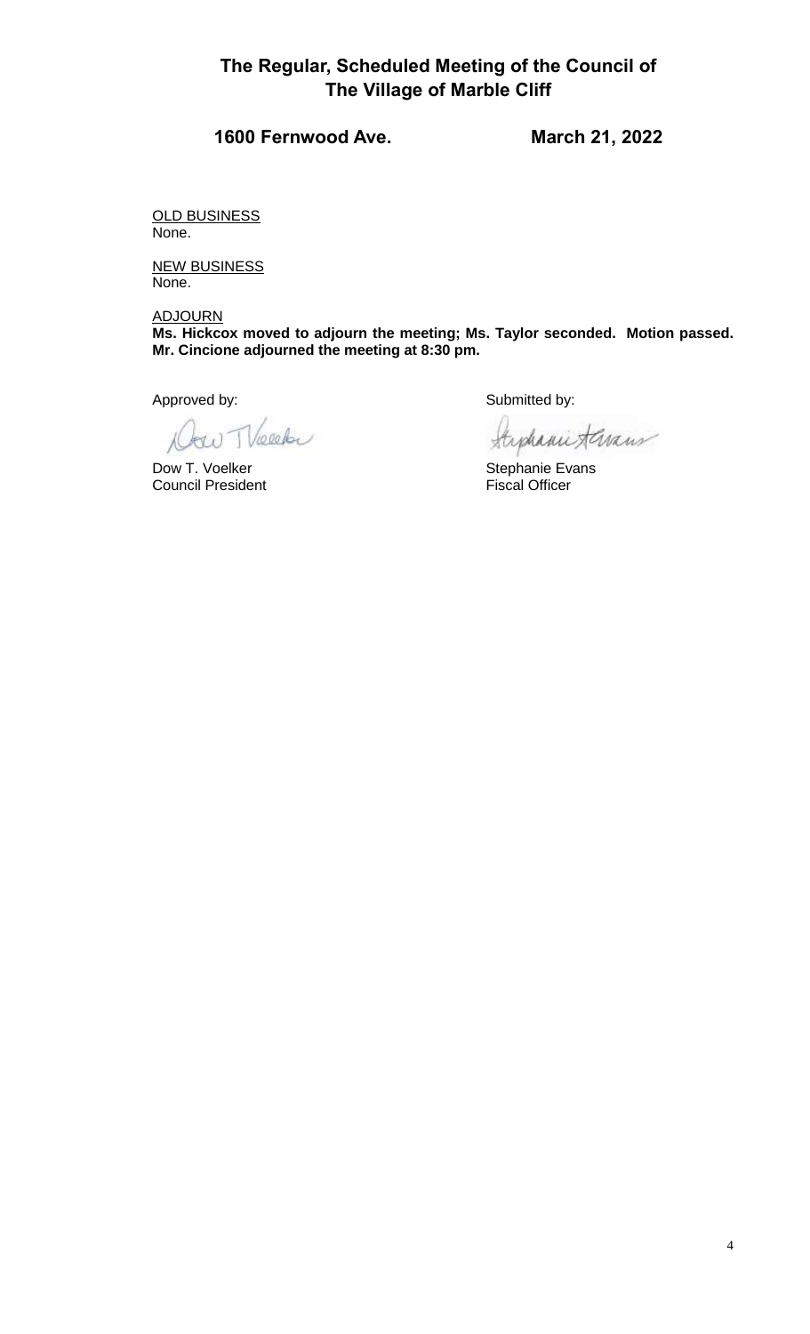## The Regular, Scheduled Meeting of the Council of The Village of Marble Cliff

**1600 Fernwood Ave. March 21, 2022**

<u>OLD BUSINESS</u>
None.

<u>NEW BUSINESS</u>
None.

<u>ADJOURN</u>
**Ms. Hickcox moved to adjourn the meeting; Ms. Taylor seconded. Motion passed. Mr. Cincione adjourned the meeting at 8:30 pm.**

Approved by:

Dow T. Voelker
Council President

Submitted by:

Stephanie Evans
Fiscal Officer